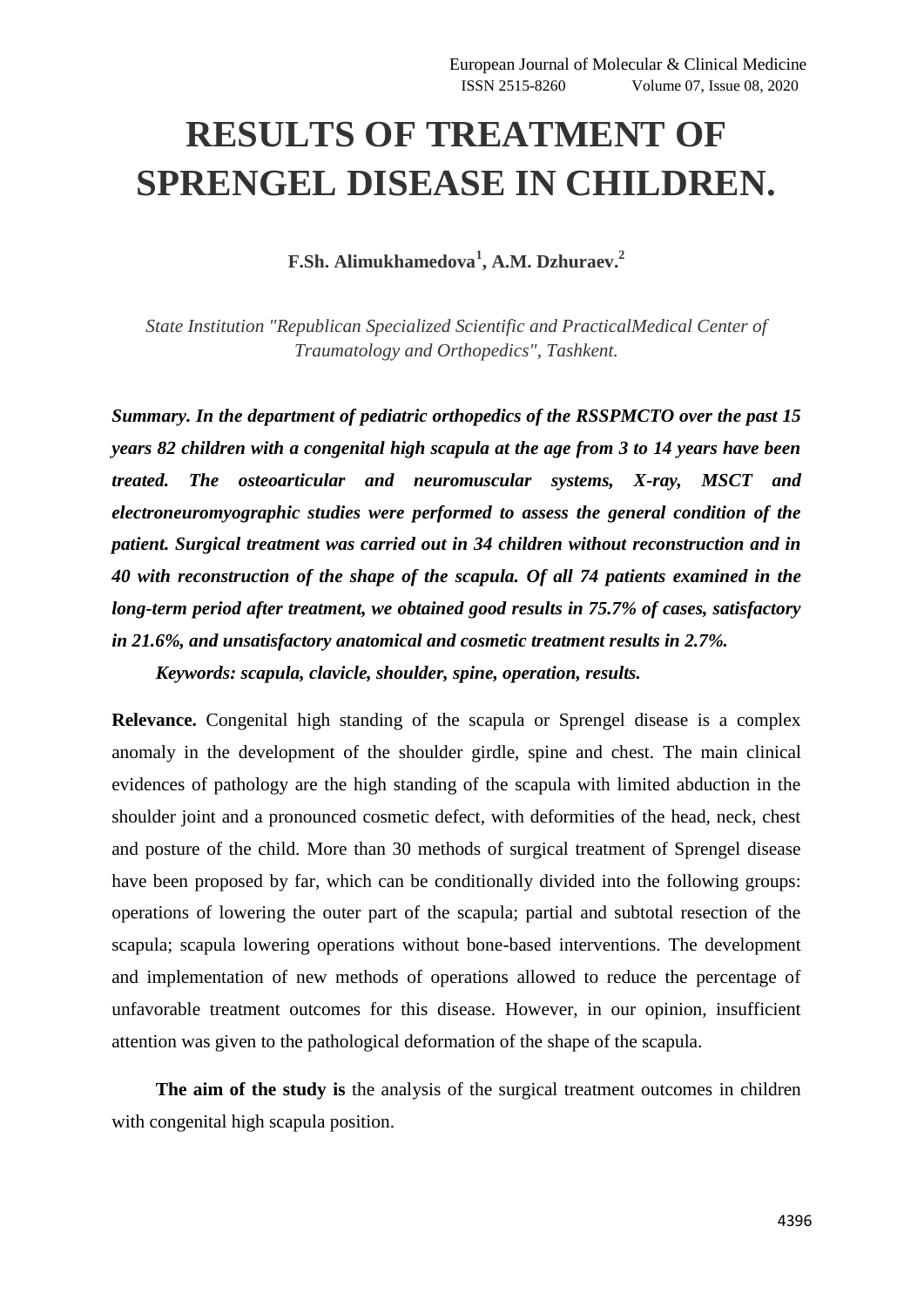# RESULTS OF TREATMENT OF SPRENGEL DISEASE IN CHILDREN.

**F.Sh. Alimukhamedova[1], A.M. Dzhuraev.[2]**

*State Institution "Republican Specialized Scientific and PracticalMedical Center of Traumatology and Orthopedics", Tashkent.*

***Summary. In the department of pediatric orthopedics of the RSSPMCTO over the past 15 years 82 children with a congenital high scapula at the age from 3 to 14 years have been treated. The osteoarticular and neuromuscular systems, X-ray, MSCT and electroneuromyographic studies were performed to assess the general condition of the patient. Surgical treatment was carried out in 34 children without reconstruction and in 40 with reconstruction of the shape of the scapula. Of all 74 patients examined in the long-term period after treatment, we obtained good results in 75.7% of cases, satisfactory in 21.6%, and unsatisfactory anatomical and cosmetic treatment results in 2.7%.***

***Keywords: scapula, clavicle, shoulder, spine, operation, results.***

**Relevance.** Congenital high standing of the scapula or Sprengel disease is a complex anomaly in the development of the shoulder girdle, spine and chest. The main clinical evidences of pathology are the high standing of the scapula with limited abduction in the shoulder joint and a pronounced cosmetic defect, with deformities of the head, neck, chest and posture of the child. More than 30 methods of surgical treatment of Sprengel disease have been proposed by far, which can be conditionally divided into the following groups: operations of lowering the outer part of the scapula; partial and subtotal resection of the scapula; scapula lowering operations without bone-based interventions. The development and implementation of new methods of operations allowed to reduce the percentage of unfavorable treatment outcomes for this disease. However, in our opinion, insufficient attention was given to the pathological deformation of the shape of the scapula.

**The aim of the study is** the analysis of the surgical treatment outcomes in children with congenital high scapula position.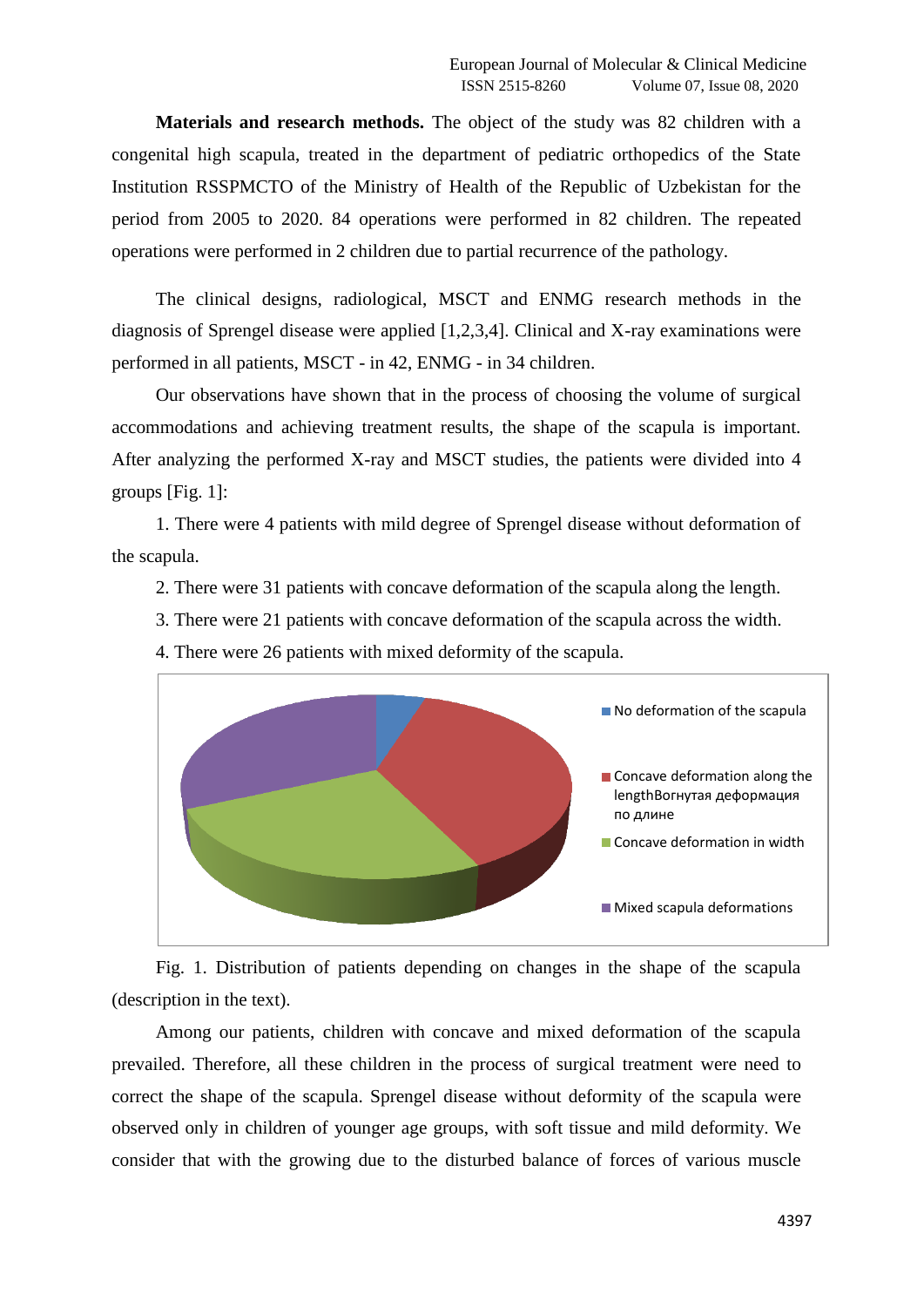**Materials and research methods.** The object of the study was 82 children with a congenital high scapula, treated in the department of pediatric orthopedics of the State Institution RSSPMCTO of the Ministry of Health of the Republic of Uzbekistan for the period from 2005 to 2020. 84 operations were performed in 82 children. The repeated operations were performed in 2 children due to partial recurrence of the pathology.

The clinical designs, radiological, MSCT and ENMG research methods in the diagnosis of Sprengel disease were applied [1,2,3,4]. Clinical and X-ray examinations were performed in all patients, MSCT - in 42, ENMG - in 34 children.

Our observations have shown that in the process of choosing the volume of surgical accommodations and achieving treatment results, the shape of the scapula is important. After analyzing the performed X-ray and MSCT studies, the patients were divided into 4 groups [Fig. 1]:

1. There were 4 patients with mild degree of Sprengel disease without deformation of the scapula.
2. There were 31 patients with concave deformation of the scapula along the length.
3. There were 21 patients with concave deformation of the scapula across the width.
4. There were 26 patients with mixed deformity of the scapula.

Fig. 1. Distribution of patients depending on changes in the shape of the scapula (description in the text).

Among our patients, children with concave and mixed deformation of the scapula prevailed. Therefore, all these children in the process of surgical treatment were need to correct the shape of the scapula. Sprengel disease without deformity of the scapula were observed only in children of younger age groups, with soft tissue and mild deformity. We consider that with the growing due to the disturbed balance of forces of various muscle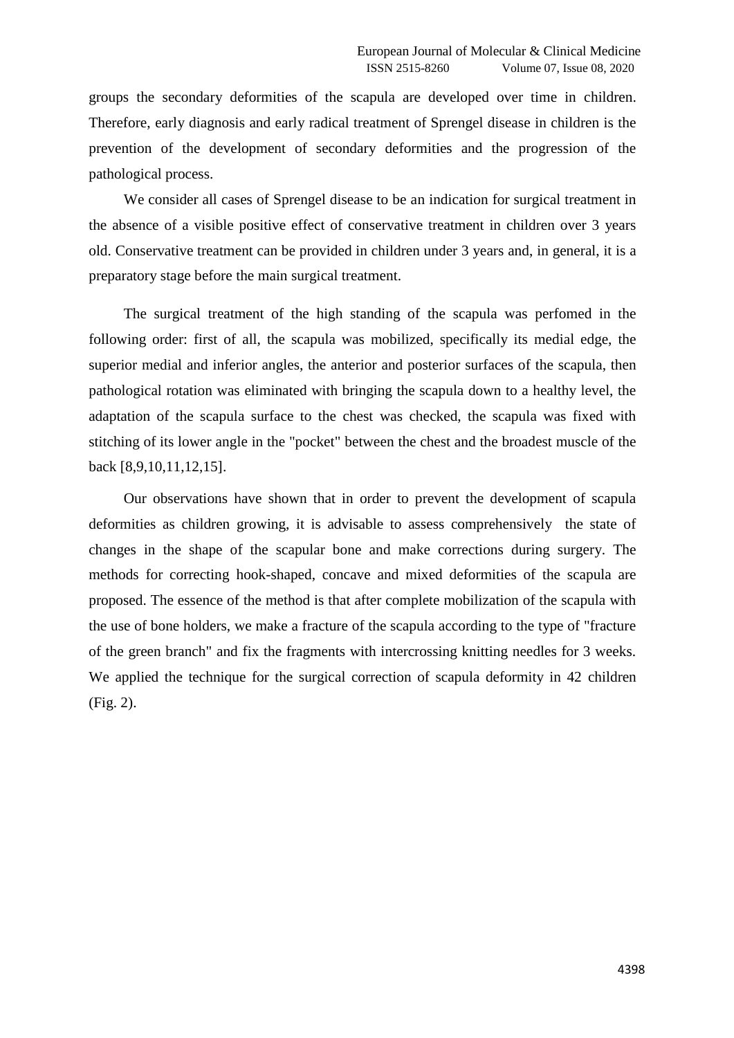groups the secondary deformities of the scapula are developed over time in children. Therefore, early diagnosis and early radical treatment of Sprengel disease in children is the prevention of the development of secondary deformities and the progression of the pathological process.

We consider all cases of Sprengel disease to be an indication for surgical treatment in the absence of a visible positive effect of conservative treatment in children over 3 years old. Conservative treatment can be provided in children under 3 years and, in general, it is a preparatory stage before the main surgical treatment.

The surgical treatment of the high standing of the scapula was perfomed in the following order: first of all, the scapula was mobilized, specifically its medial edge, the superior medial and inferior angles, the anterior and posterior surfaces of the scapula, then pathological rotation was eliminated with bringing the scapula down to a healthy level, the adaptation of the scapula surface to the chest was checked, the scapula was fixed with stitching of its lower angle in the "pocket" between the chest and the broadest muscle of the back [8,9,10,11,12,15].

Our observations have shown that in order to prevent the development of scapula deformities as children growing, it is advisable to assess comprehensively the state of changes in the shape of the scapular bone and make corrections during surgery. The methods for correcting hook-shaped, concave and mixed deformities of the scapula are proposed. The essence of the method is that after complete mobilization of the scapula with the use of bone holders, we make a fracture of the scapula according to the type of "fracture of the green branch" and fix the fragments with intercrossing knitting needles for 3 weeks. We applied the technique for the surgical correction of scapula deformity in 42 children (Fig. 2).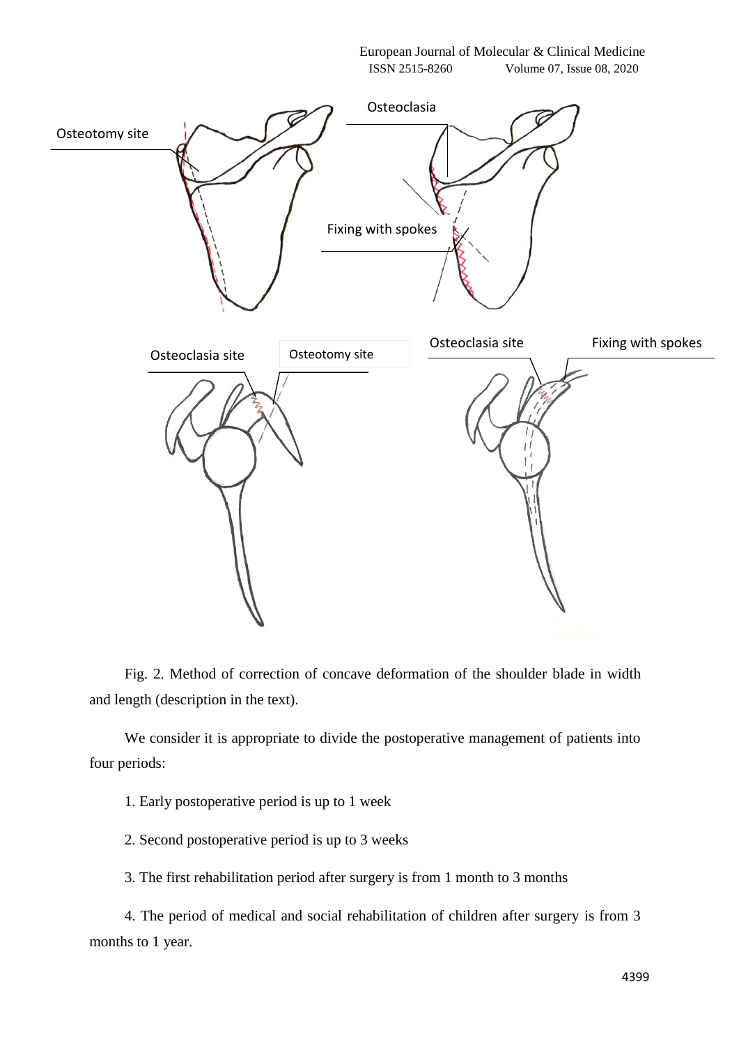Fig. 2. Method of correction of concave deformation of the shoulder blade in width and length (description in the text).

We consider it is appropriate to divide the postoperative management of patients into four periods:

1. Early postoperative period is up to 1 week
2. Second postoperative period is up to 3 weeks
3. The first rehabilitation period after surgery is from 1 month to 3 months
4. The period of medical and social rehabilitation of children after surgery is from 3 months to 1 year.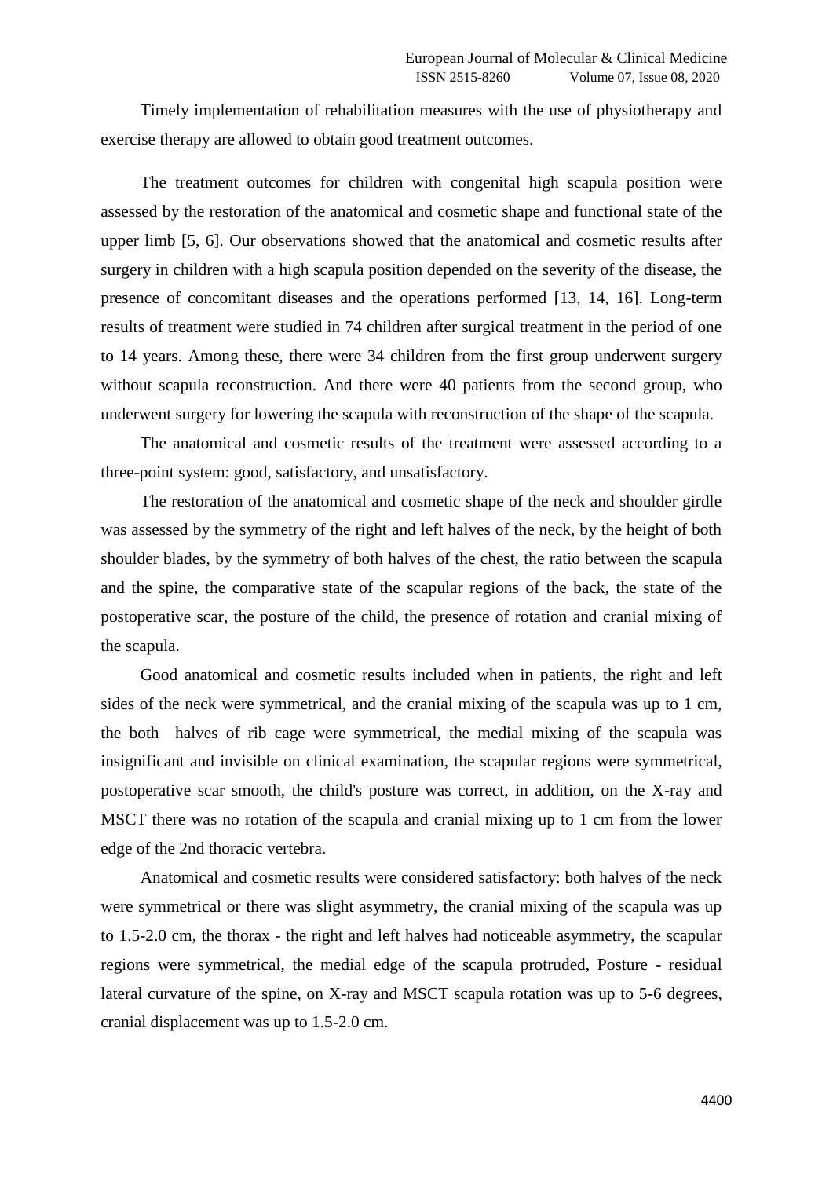Timely implementation of rehabilitation measures with the use of physiotherapy and exercise therapy are allowed to obtain good treatment outcomes.

The treatment outcomes for children with congenital high scapula position were assessed by the restoration of the anatomical and cosmetic shape and functional state of the upper limb [5, 6]. Our observations showed that the anatomical and cosmetic results after surgery in children with a high scapula position depended on the severity of the disease, the presence of concomitant diseases and the operations performed [13, 14, 16]. Long-term results of treatment were studied in 74 children after surgical treatment in the period of one to 14 years. Among these, there were 34 children from the first group underwent surgery without scapula reconstruction. And there were 40 patients from the second group, who underwent surgery for lowering the scapula with reconstruction of the shape of the scapula.

The anatomical and cosmetic results of the treatment were assessed according to a three-point system: good, satisfactory, and unsatisfactory.

The restoration of the anatomical and cosmetic shape of the neck and shoulder girdle was assessed by the symmetry of the right and left halves of the neck, by the height of both shoulder blades, by the symmetry of both halves of the chest, the ratio between the scapula and the spine, the comparative state of the scapular regions of the back, the state of the postoperative scar, the posture of the child, the presence of rotation and cranial mixing of the scapula.

Good anatomical and cosmetic results included when in patients, the right and left sides of the neck were symmetrical, and the cranial mixing of the scapula was up to 1 cm, the both halves of rib cage were symmetrical, the medial mixing of the scapula was insignificant and invisible on clinical examination, the scapular regions were symmetrical, postoperative scar smooth, the child's posture was correct, in addition, on the X-ray and MSCT there was no rotation of the scapula and cranial mixing up to 1 cm from the lower edge of the 2nd thoracic vertebra.

Anatomical and cosmetic results were considered satisfactory: both halves of the neck were symmetrical or there was slight asymmetry, the cranial mixing of the scapula was up to 1.5-2.0 cm, the thorax - the right and left halves had noticeable asymmetry, the scapular regions were symmetrical, the medial edge of the scapula protruded, Posture - residual lateral curvature of the spine, on X-ray and MSCT scapula rotation was up to 5-6 degrees, cranial displacement was up to 1.5-2.0 cm.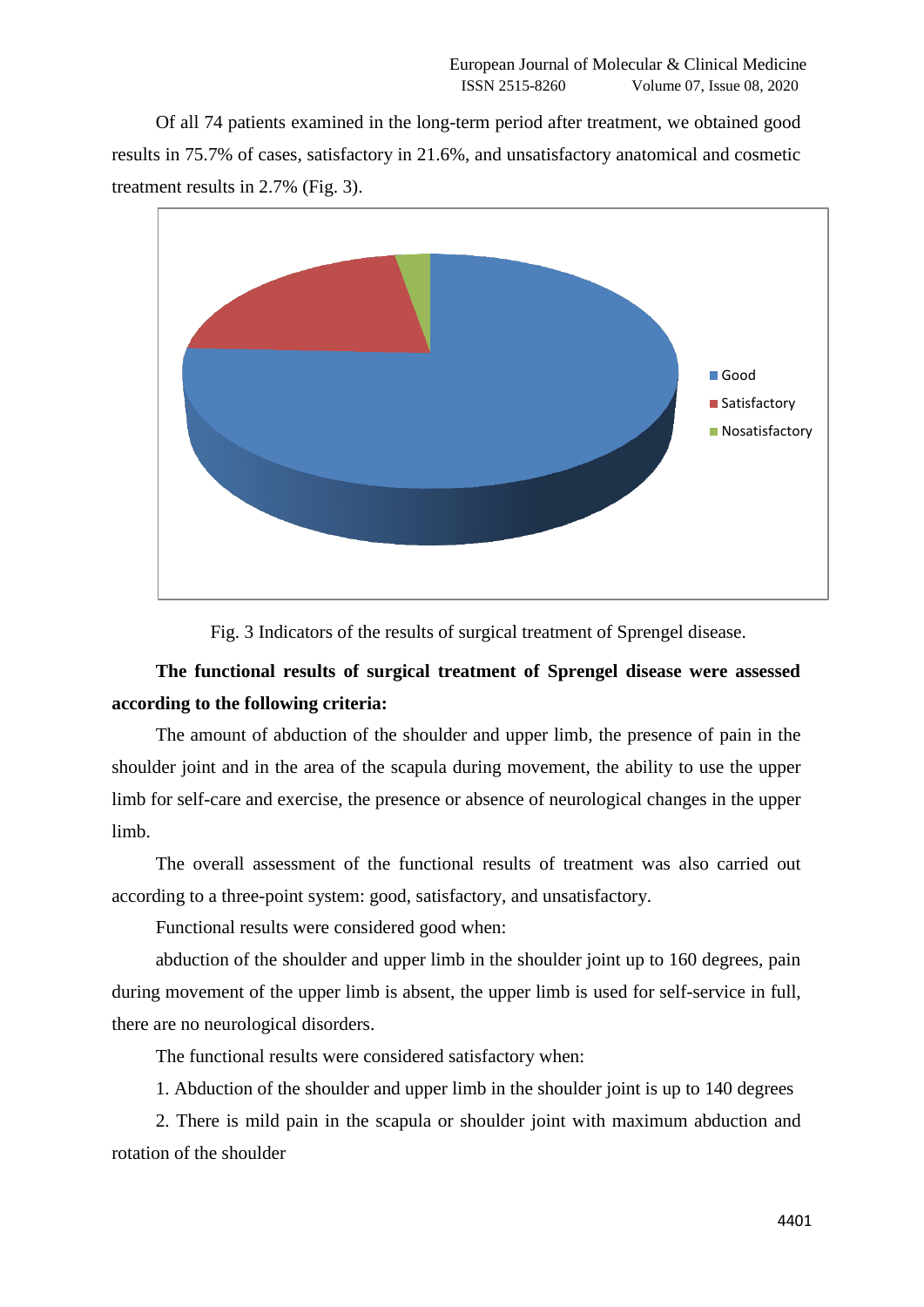Of all 74 patients examined in the long-term period after treatment, we obtained good results in 75.7% of cases, satisfactory in 21.6%, and unsatisfactory anatomical and cosmetic treatment results in 2.7% (Fig. 3).

Fig. 3 Indicators of the results of surgical treatment of Sprengel disease.

**The functional results of surgical treatment of Sprengel disease were assessed according to the following criteria:**

The amount of abduction of the shoulder and upper limb, the presence of pain in the shoulder joint and in the area of the scapula during movement, the ability to use the upper limb for self-care and exercise, the presence or absence of neurological changes in the upper limb.

The overall assessment of the functional results of treatment was also carried out according to a three-point system: good, satisfactory, and unsatisfactory.

Functional results were considered good when:

abduction of the shoulder and upper limb in the shoulder joint up to 160 degrees, pain during movement of the upper limb is absent, the upper limb is used for self-service in full, there are no neurological disorders.

The functional results were considered satisfactory when:

1. Abduction of the shoulder and upper limb in the shoulder joint is up to 140 degrees
2. There is mild pain in the scapula or shoulder joint with maximum abduction and rotation of the shoulder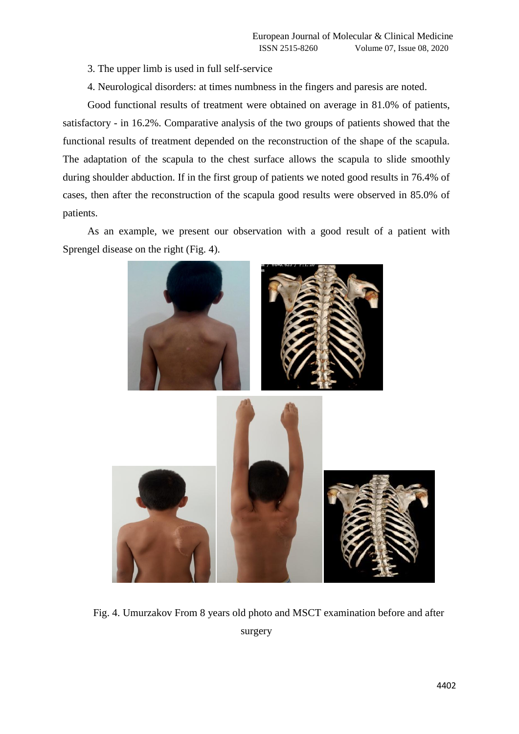3. The upper limb is used in full self-service

4. Neurological disorders: at times numbness in the fingers and paresis are noted.

Good functional results of treatment were obtained on average in 81.0% of patients, satisfactory - in 16.2%. Comparative analysis of the two groups of patients showed that the functional results of treatment depended on the reconstruction of the shape of the scapula. The adaptation of the scapula to the chest surface allows the scapula to slide smoothly during shoulder abduction. If in the first group of patients we noted good results in 76.4% of cases, then after the reconstruction of the scapula good results were observed in 85.0% of patients.

As an example, we present our observation with a good result of a patient with Sprengel disease on the right (Fig. 4).

Fig. 4. Umurzakov From 8 years old photo and MSCT examination before and after surgery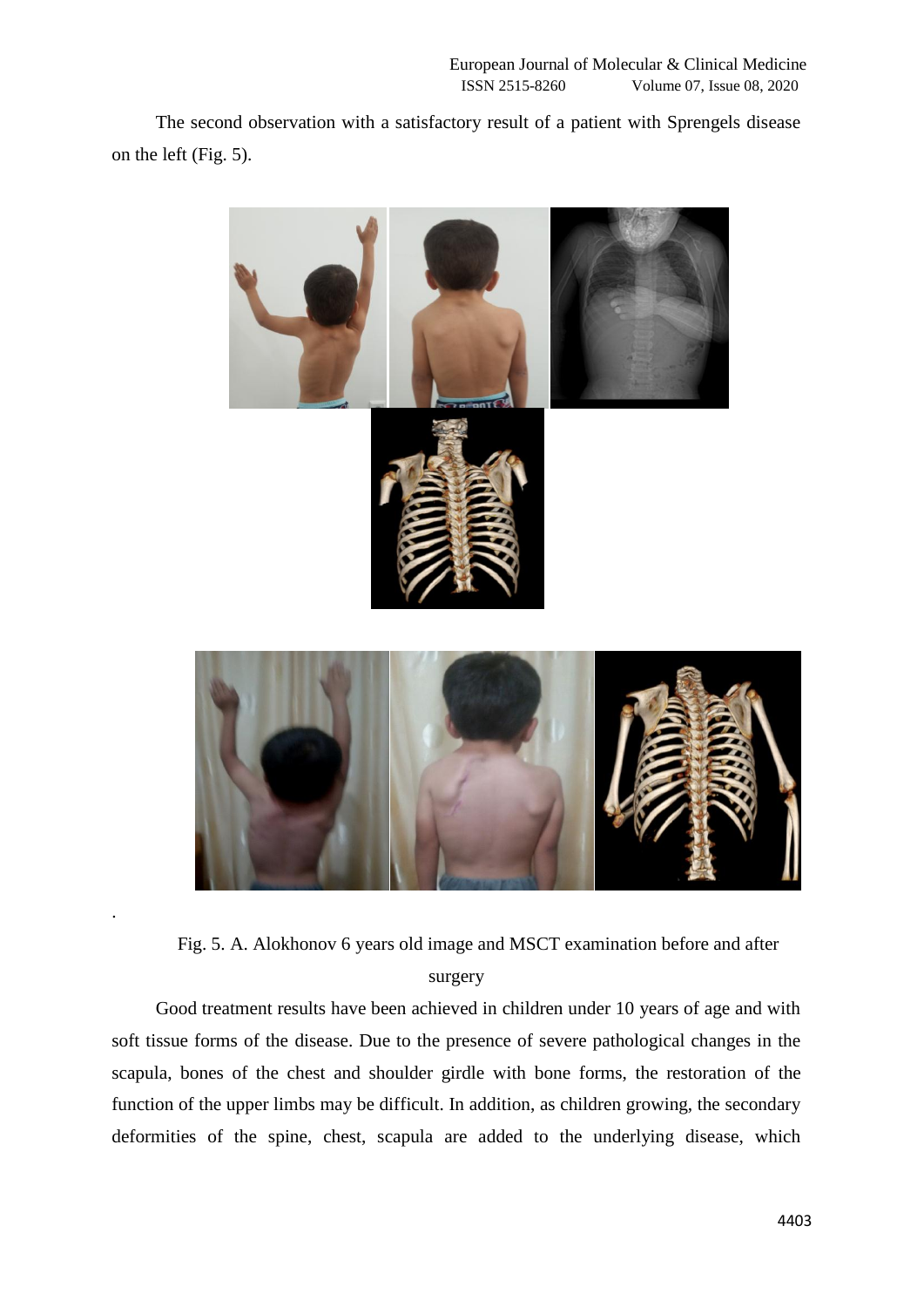The second observation with a satisfactory result of a patient with Sprengels disease on the left (Fig. 5).

.

Fig. 5. A. Alokhonov 6 years old image and MSCT examination before and after surgery

Good treatment results have been achieved in children under 10 years of age and with soft tissue forms of the disease. Due to the presence of severe pathological changes in the scapula, bones of the chest and shoulder girdle with bone forms, the restoration of the function of the upper limbs may be difficult. In addition, as children growing, the secondary deformities of the spine, chest, scapula are added to the underlying disease, which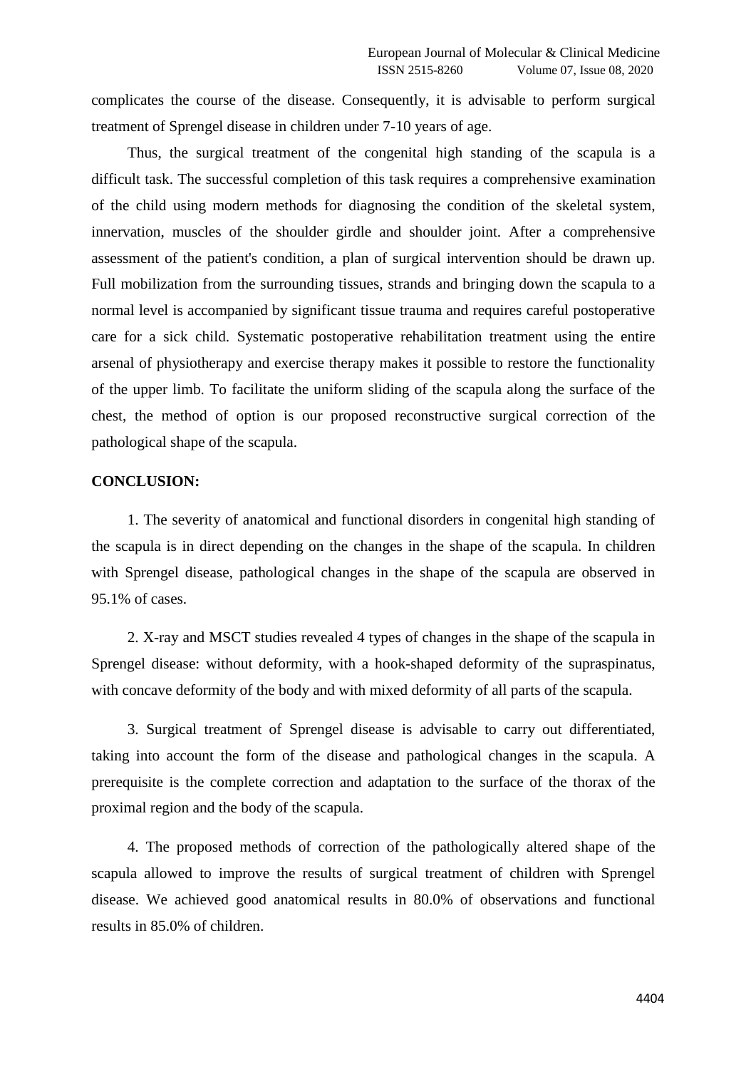complicates the course of the disease. Consequently, it is advisable to perform surgical treatment of Sprengel disease in children under 7-10 years of age.

Thus, the surgical treatment of the congenital high standing of the scapula is a difficult task. The successful completion of this task requires a comprehensive examination of the child using modern methods for diagnosing the condition of the skeletal system, innervation, muscles of the shoulder girdle and shoulder joint. After a comprehensive assessment of the patient's condition, a plan of surgical intervention should be drawn up. Full mobilization from the surrounding tissues, strands and bringing down the scapula to a normal level is accompanied by significant tissue trauma and requires careful postoperative care for a sick child. Systematic postoperative rehabilitation treatment using the entire arsenal of physiotherapy and exercise therapy makes it possible to restore the functionality of the upper limb. To facilitate the uniform sliding of the scapula along the surface of the chest, the method of option is our proposed reconstructive surgical correction of the pathological shape of the scapula.

**CONCLUSION:**

1. The severity of anatomical and functional disorders in congenital high standing of the scapula is in direct depending on the changes in the shape of the scapula. In children with Sprengel disease, pathological changes in the shape of the scapula are observed in 95.1% of cases.

2. X-ray and MSCT studies revealed 4 types of changes in the shape of the scapula in Sprengel disease: without deformity, with a hook-shaped deformity of the supraspinatus, with concave deformity of the body and with mixed deformity of all parts of the scapula.

3. Surgical treatment of Sprengel disease is advisable to carry out differentiated, taking into account the form of the disease and pathological changes in the scapula. A prerequisite is the complete correction and adaptation to the surface of the thorax of the proximal region and the body of the scapula.

4. The proposed methods of correction of the pathologically altered shape of the scapula allowed to improve the results of surgical treatment of children with Sprengel disease. We achieved good anatomical results in 80.0% of observations and functional results in 85.0% of children.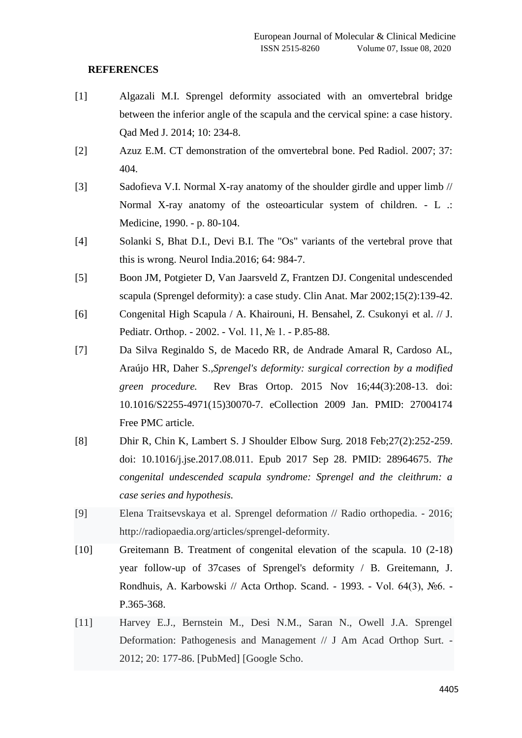## REFERENCES

[1] Algazali M.I. Sprengel deformity associated with an omvertebral bridge between the inferior angle of the scapula and the cervical spine: a case history. Qad Med J. 2014; 10: 234-8.

[2] Azuz E.M. CT demonstration of the omvertebral bone. Ped Radiol. 2007; 37: 404.

[3] Sadofieva V.I. Normal X-ray anatomy of the shoulder girdle and upper limb // Normal X-ray anatomy of the osteoarticular system of children. - L .: Medicine, 1990. - p. 80-104.

[4] Solanki S, Bhat D.I., Devi B.I. The "Os" variants of the vertebral prove that this is wrong. Neurol India.2016; 64: 984-7.

[5] Boon JM, Potgieter D, Van Jaarsveld Z, Frantzen DJ. Congenital undescended scapula (Sprengel deformity): a case study. Clin Anat. Mar 2002;15(2):139-42.

[6] Congenital High Scapula / A. Khairouni, H. Bensahel, Z. Csukonyi et al. // J. Pediatr. Orthop. - 2002. - Vol. 11, № 1. - P.85-88.

[7] Da Silva Reginaldo S, de Macedo RR, de Andrade Amaral R, Cardoso AL, Araújo HR, Daher S.,*Sprengel's deformity: surgical correction by a modified green procedure.* Rev Bras Ortop. 2015 Nov 16;44(3):208-13. doi: 10.1016/S2255-4971(15)30070-7. eCollection 2009 Jan. PMID: 27004174 Free PMC article.

[8] Dhir R, Chin K, Lambert S. J Shoulder Elbow Surg. 2018 Feb;27(2):252-259. doi: 10.1016/j.jse.2017.08.011. Epub 2017 Sep 28. PMID: 28964675. *The congenital undescended scapula syndrome: Sprengel and the cleithrum: a case series and hypothesis.*

[9] Elena Traitsevskaya et al. Sprengel deformation // Radio orthopedia. - 2016; http://radiopaedia.org/articles/sprengel-deformity.

[10] Greitemann B. Treatment of congenital elevation of the scapula. 10 (2-18) year follow-up of 37cases of Sprengel's deformity / B. Greitemann, J. Rondhuis, A. Karbowski // Acta Orthop. Scand. - 1993. - Vol. 64(3), №6. - P.365-368.

[11] Harvey E.J., Bernstein M., Desi N.M., Saran N., Owell J.A. Sprengel Deformation: Pathogenesis and Management // J Am Acad Orthop Surt. - 2012; 20: 177-86. [PubMed] [Google Scho.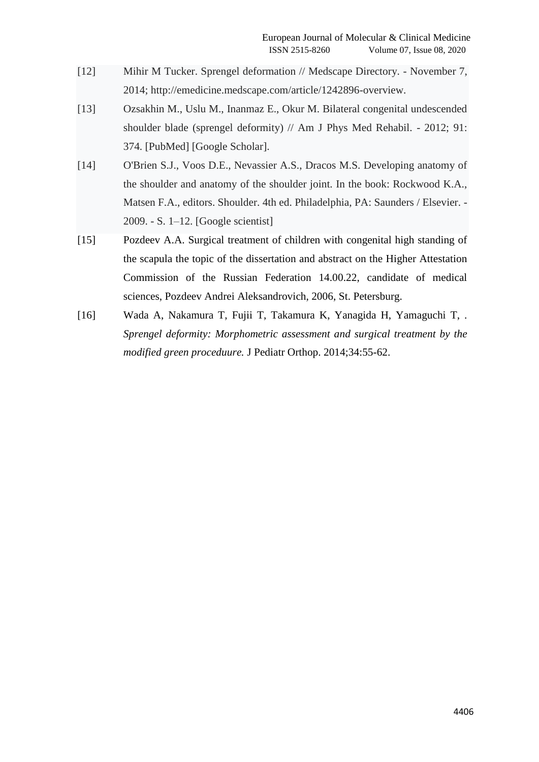[12] Mihir M Tucker. Sprengel deformation // Medscape Directory. - November 7, 2014; http://emedicine.medscape.com/article/1242896-overview.

[13] Ozsakhin M., Uslu M., Inanmaz E., Okur M. Bilateral congenital undescended shoulder blade (sprengel deformity) // Am J Phys Med Rehabil. - 2012; 91: 374. [PubMed] [Google Scholar].

[14] O'Brien S.J., Voos D.E., Nevassier A.S., Dracos M.S. Developing anatomy of the shoulder and anatomy of the shoulder joint. In the book: Rockwood K.A., Matsen F.A., editors. Shoulder. 4th ed. Philadelphia, PA: Saunders / Elsevier. - 2009. - S. 1–12. [Google scientist]

[15] Pozdeev A.A. Surgical treatment of children with congenital high standing of the scapula the topic of the dissertation and abstract on the Higher Attestation Commission of the Russian Federation 14.00.22, candidate of medical sciences, Pozdeev Andrei Aleksandrovich, 2006, St. Petersburg.

[16] Wada A, Nakamura T, Fujii T, Takamura K, Yanagida H, Yamaguchi T, . *Sprengel deformity: Morphometric assessment and surgical treatment by the modified green proceduure.* J Pediatr Orthop. 2014;34:55-62.